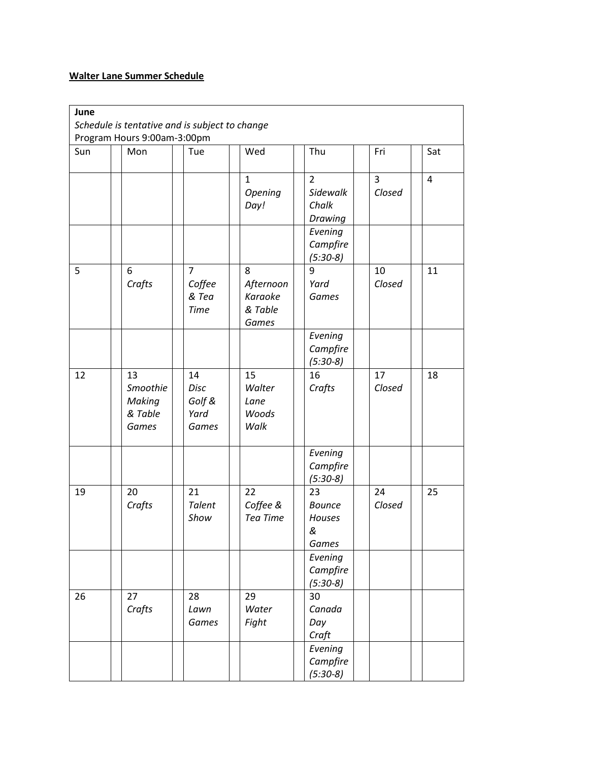**Walter Lane Summer Schedule**

**June**
*Schedule is tentative and is subject to change*
Program Hours 9:00am-3:00pm

| Sun | Mon | Tue | Wed | Thu | Fri | Sat |
|---|---|---|---|---|---|---|
| | | | 1 *Opening Day!* | 2 *Sidewalk Chalk Drawing* | 3 *Closed* | 4 |
| | | | | *Evening Campfire (5:30-8)* | | |
| 5 | 6 *Crafts* | 7 *Coffee & Tea Time* | 8 *Afternoon Karaoke & Table Games* | 9 *Yard Games* | 10 *Closed* | 11 |
| | | | | *Evening Campfire (5:30-8)* | | |
| 12 | 13 *Smoothie Making & Table Games* | 14 *Disc Golf & Yard Games* | 15 *Walter Lane Woods Walk* | 16 *Crafts* | 17 *Closed* | 18 |
| | | | | *Evening Campfire (5:30-8)* | | |
| 19 | 20 *Crafts* | 21 *Talent Show* | 22 *Coffee & Tea Time* | 23 *Bounce Houses & Games* | 24 *Closed* | 25 |
| | | | | *Evening Campfire (5:30-8)* | | |
| 26 | 27 *Crafts* | 28 *Lawn Games* | 29 *Water Fight* | 30 *Canada Day Craft* | | |
| | | | | *Evening Campfire (5:30-8)* | | |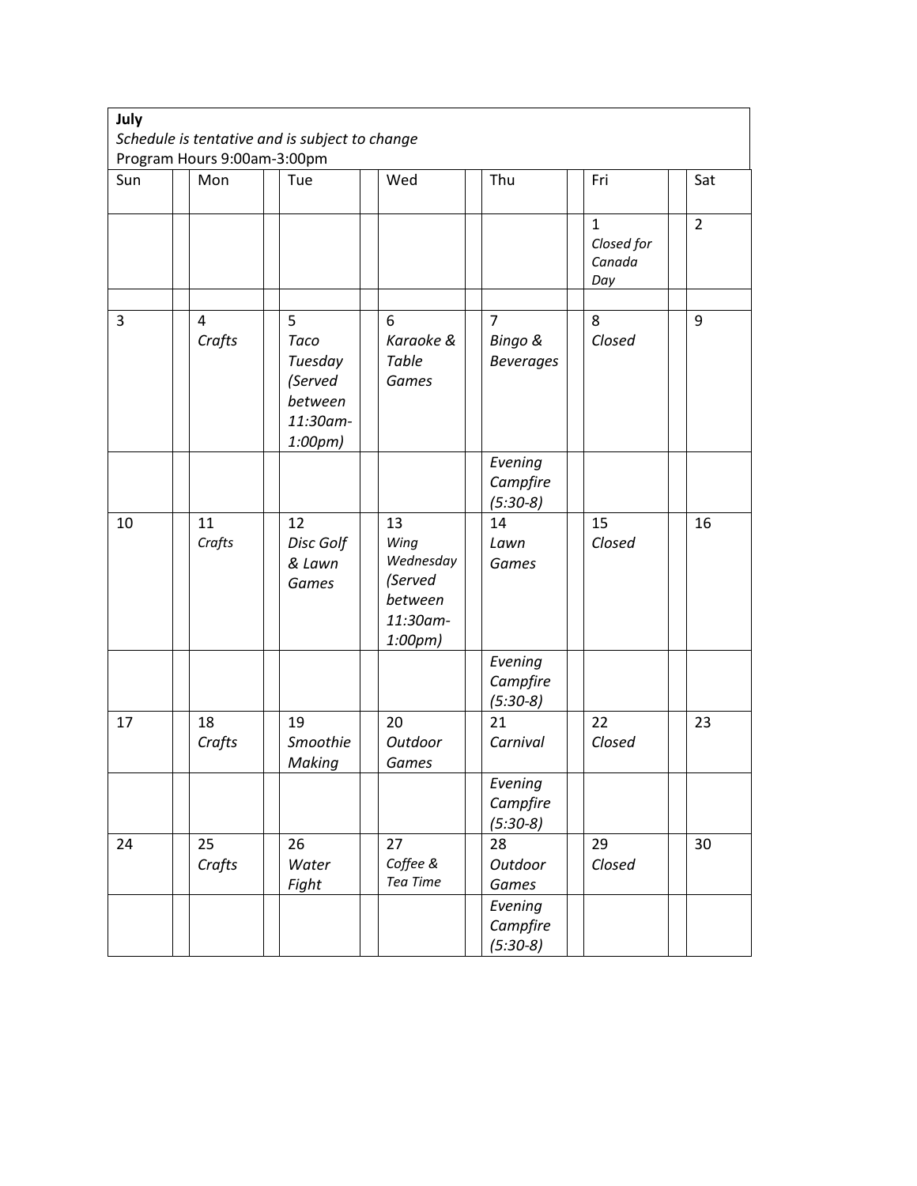**July**

*Schedule is tentative and is subject to change*

Program Hours 9:00am-3:00pm

| Sun | Mon | Tue | Wed | Thu | Fri | Sat |
|---|---|---|---|---|---|---|
| | | | | | 1 *Closed for Canada Day* | 2 |
| | | | | | | |
| 3 | 4 *Crafts* | 5 *Taco Tuesday (Served between 11:30am-1:00pm)* | 6 *Karaoke & Table Games* | 7 *Bingo & Beverages* | 8 *Closed* | 9 |
| | | | | *Evening Campfire (5:30-8)* | | |
| 10 | 11 *Crafts* | 12 *Disc Golf & Lawn Games* | 13 *Wing Wednesday (Served between 11:30am-1:00pm)* | 14 *Lawn Games* | 15 *Closed* | 16 |
| | | | | *Evening Campfire (5:30-8)* | | |
| 17 | 18 *Crafts* | 19 *Smoothie Making* | 20 *Outdoor Games* | 21 *Carnival* | 22 *Closed* | 23 |
| | | | | *Evening Campfire (5:30-8)* | | |
| 24 | 25 *Crafts* | 26 *Water Fight* | 27 *Coffee & Tea Time* | 28 *Outdoor Games* | 29 *Closed* | 30 |
| | | | | *Evening Campfire (5:30-8)* | | |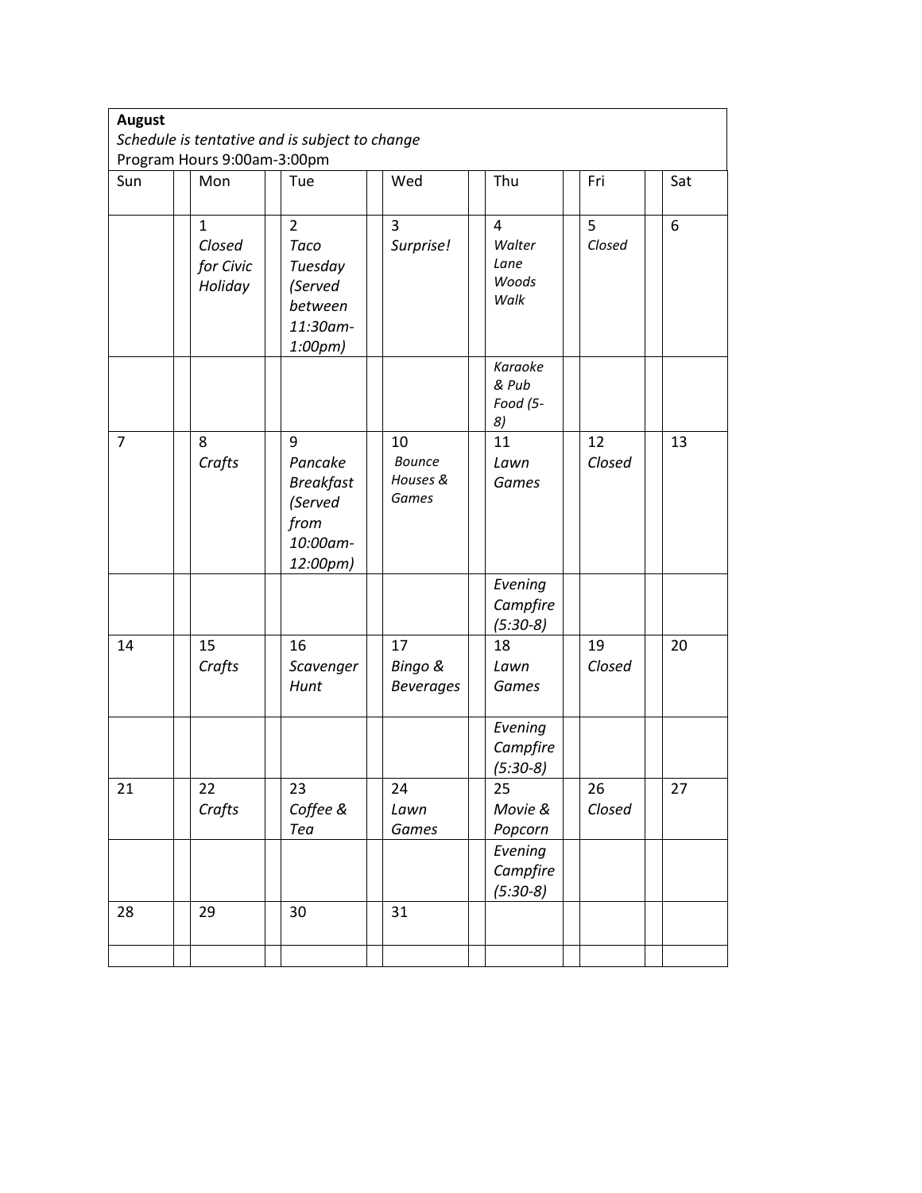**August**

*Schedule is tentative and is subject to change*

Program Hours 9:00am-3:00pm

| Sun | Mon | Tue | Wed | Thu | Fri | Sat |
|---|---|---|---|---|---|---|
| | 1 *Closed for Civic Holiday* | 2 *Taco Tuesday (Served between 11:30am-1:00pm)* | 3 *Surprise!* | 4 *Walter Lane Woods Walk* | 5 *Closed* | 6 |
| | | | | *Karaoke & Pub Food (5-8)* | | |
| 7 | 8 *Crafts* | 9 *Pancake Breakfast (Served from 10:00am-12:00pm)* | 10 *Bounce Houses & Games* | 11 *Lawn Games* | 12 *Closed* | 13 |
| | | | | *Evening Campfire (5:30-8)* | | |
| 14 | 15 *Crafts* | 16 *Scavenger Hunt* | 17 *Bingo & Beverages* | 18 *Lawn Games* | 19 *Closed* | 20 |
| | | | | *Evening Campfire (5:30-8)* | | |
| 21 | 22 *Crafts* | 23 *Coffee & Tea* | 24 *Lawn Games* | 25 *Movie & Popcorn* | 26 *Closed* | 27 |
| | | | | *Evening Campfire (5:30-8)* | | |
| 28 | 29 | 30 | 31 | | | |
| | | | | | | |